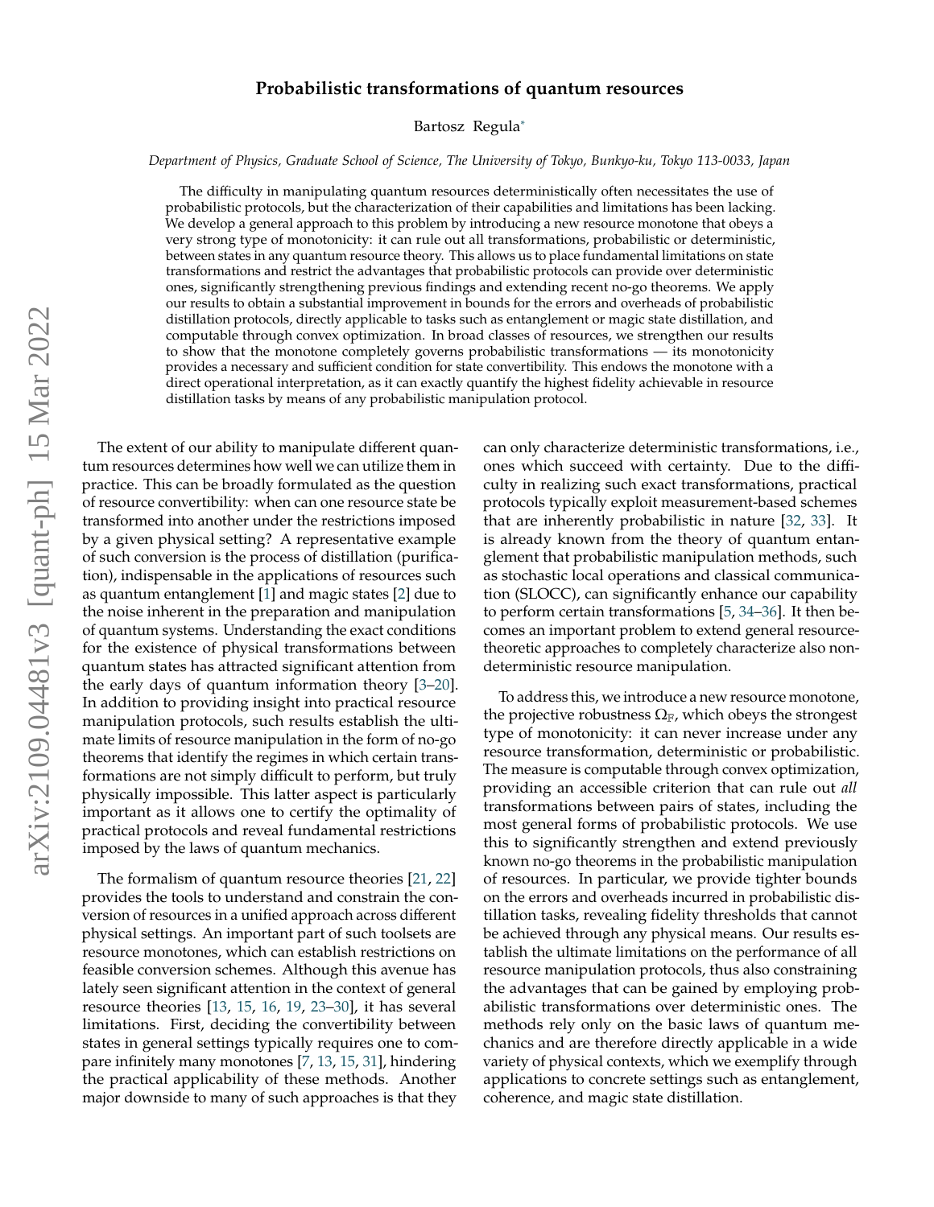# Probabilistic transformations of quantum resources

Bartosz Regula*

*Department of Physics, Graduate School of Science, The University of Tokyo, Bunkyo-ku, Tokyo 113-0033, Japan*

The difficulty in manipulating quantum resources deterministically often necessitates the use of probabilistic protocols, but the characterization of their capabilities and limitations has been lacking. We develop a general approach to this problem by introducing a new resource monotone that obeys a very strong type of monotonicity: it can rule out all transformations, probabilistic or deterministic, between states in any quantum resource theory. This allows us to place fundamental limitations on state transformations and restrict the advantages that probabilistic protocols can provide over deterministic ones, significantly strengthening previous findings and extending recent no-go theorems. We apply our results to obtain a substantial improvement in bounds for the errors and overheads of probabilistic distillation protocols, directly applicable to tasks such as entanglement or magic state distillation, and computable through convex optimization. In broad classes of resources, we strengthen our results to show that the monotone completely governs probabilistic transformations — its monotonicity provides a necessary and sufficient condition for state convertibility. This endows the monotone with a direct operational interpretation, as it can exactly quantify the highest fidelity achievable in resource distillation tasks by means of any probabilistic manipulation protocol.

The extent of our ability to manipulate different quantum resources determines how well we can utilize them in practice. This can be broadly formulated as the question of resource convertibility: when can one resource state be transformed into another under the restrictions imposed by a given physical setting? A representative example of such conversion is the process of distillation (purification), indispensable in the applications of resources such as quantum entanglement [1] and magic states [2] due to the noise inherent in the preparation and manipulation of quantum systems. Understanding the exact conditions for the existence of physical transformations between quantum states has attracted significant attention from the early days of quantum information theory [3–20]. In addition to providing insight into practical resource manipulation protocols, such results establish the ultimate limits of resource manipulation in the form of no-go theorems that identify the regimes in which certain transformations are not simply difficult to perform, but truly physically impossible. This latter aspect is particularly important as it allows one to certify the optimality of practical protocols and reveal fundamental restrictions imposed by the laws of quantum mechanics.

The formalism of quantum resource theories [21, 22] provides the tools to understand and constrain the conversion of resources in a unified approach across different physical settings. An important part of such toolsets are resource monotones, which can establish restrictions on feasible conversion schemes. Although this avenue has lately seen significant attention in the context of general resource theories [13, 15, 16, 19, 23–30], it has several limitations. First, deciding the convertibility between states in general settings typically requires one to compare infinitely many monotones [7, 13, 15, 31], hindering the practical applicability of these methods. Another major downside to many of such approaches is that they can only characterize deterministic transformations, i.e., ones which succeed with certainty. Due to the difficulty in realizing such exact transformations, practical protocols typically exploit measurement-based schemes that are inherently probabilistic in nature [32, 33]. It is already known from the theory of quantum entanglement that probabilistic manipulation methods, such as stochastic local operations and classical communication (SLOCC), can significantly enhance our capability to perform certain transformations [5, 34–36]. It then becomes an important problem to extend general resource-theoretic approaches to completely characterize also non-deterministic resource manipulation.

To address this, we introduce a new resource monotone, the projective robustness $\Omega_{\mathbb{F}}$, which obeys the strongest type of monotonicity: it can never increase under any resource transformation, deterministic or probabilistic. The measure is computable through convex optimization, providing an accessible criterion that can rule out *all* transformations between pairs of states, including the most general forms of probabilistic protocols. We use this to significantly strengthen and extend previously known no-go theorems in the probabilistic manipulation of resources. In particular, we provide tighter bounds on the errors and overheads incurred in probabilistic distillation tasks, revealing fidelity thresholds that cannot be achieved through any physical means. Our results establish the ultimate limitations on the performance of all resource manipulation protocols, thus also constraining the advantages that can be gained by employing probabilistic transformations over deterministic ones. The methods rely only on the basic laws of quantum mechanics and are therefore directly applicable in a wide variety of physical contexts, which we exemplify through applications to concrete settings such as entanglement, coherence, and magic state distillation.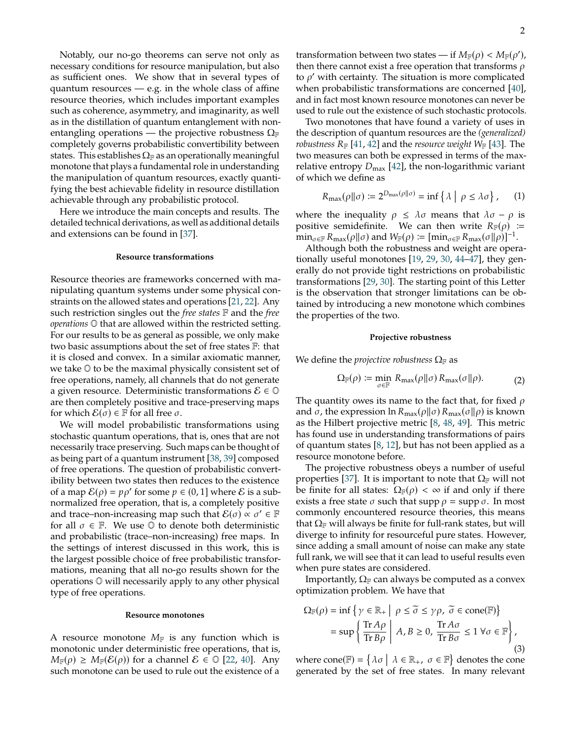Notably, our no-go theorems can serve not only as necessary conditions for resource manipulation, but also as sufficient ones. We show that in several types of quantum resources — e.g. in the whole class of affine resource theories, which includes important examples such as coherence, asymmetry, and imaginarity, as well as in the distillation of quantum entanglement with non-entangling operations — the projective robustness $\Omega_{\mathbb{F}}$ completely governs probabilistic convertibility between states. This establishes $\Omega_{\mathbb{F}}$ as an operationally meaningful monotone that plays a fundamental role in understanding the manipulation of quantum resources, exactly quantifying the best achievable fidelity in resource distillation achievable through any probabilistic protocol.

Here we introduce the main concepts and results. The detailed technical derivations, as well as additional details and extensions can be found in [37].

### Resource transformations

Resource theories are frameworks concerned with manipulating quantum systems under some physical constraints on the allowed states and operations [21, 22]. Any such restriction singles out the *free states* $\mathbb{F}$ and the *free operations* $\mathbb{O}$ that are allowed within the restricted setting. For our results to be as general as possible, we only make two basic assumptions about the set of free states $\mathbb{F}$: that it is closed and convex. In a similar axiomatic manner, we take $\mathbb{O}$ to be the maximal physically consistent set of free operations, namely, all channels that do not generate a given resource. Deterministic transformations $\mathcal{E} \in \mathbb{O}$ are then completely positive and trace-preserving maps for which $\mathcal{E}(\sigma) \in \mathbb{F}$ for all free $\sigma$.

We will model probabilistic transformations using stochastic quantum operations, that is, ones that are not necessarily trace preserving. Such maps can be thought of as being part of a quantum instrument [38, 39] composed of free operations. The question of probabilistic convertibility between two states then reduces to the existence of a map $\mathcal{E}(\rho) = p\rho'$ for some $p \in (0, 1]$ where $\mathcal{E}$ is a subnormalized free operation, that is, a completely positive and trace–non-increasing map such that $\mathcal{E}(\sigma) \propto \sigma' \in \mathbb{F}$ for all $\sigma \in \mathbb{F}$. We use $\mathbb{O}$ to denote both deterministic and probabilistic (trace–non-increasing) free maps. In the settings of interest discussed in this work, this is the largest possible choice of free probabilistic transformations, meaning that all no-go results shown for the operations $\mathbb{O}$ will necessarily apply to any other physical type of free operations.

### Resource monotones

A resource monotone $M_{\mathbb{F}}$ is any function which is monotonic under deterministic free operations, that is, $M_{\mathbb{F}}(\rho) \geq M_{\mathbb{F}}(\mathcal{E}(\rho))$ for a channel $\mathcal{E} \in \mathbb{O}$ [22, 40]. Any such monotone can be used to rule out the existence of a transformation between two states — if $M_{\mathbb{F}}(\rho) < M_{\mathbb{F}}(\rho')$, then there cannot exist a free operation that transforms $\rho$ to $\rho'$ with certainty. The situation is more complicated when probabilistic transformations are concerned [40], and in fact most known resource monotones can never be used to rule out the existence of such stochastic protocols.

Two monotones that have found a variety of uses in the description of quantum resources are the *(generalized) robustness* $R_{\mathbb{F}}$ [41, 42] and the *resource weight* $W_{\mathbb{F}}$ [43]. The two measures can both be expressed in terms of the max-relative entropy $D_{\max}$ [42], the non-logarithmic variant of which we define as

$$R_{\max}(\rho\|\sigma) := 2^{D_{\max}(\rho\|\sigma)} = \inf \left\{ \lambda \;\middle|\; \rho \leq \lambda\sigma \right\}, \qquad (1)$$

where the inequality $\rho \leq \lambda\sigma$ means that $\lambda\sigma - \rho$ is positive semidefinite. We can then write $R_{\mathbb{F}}(\rho) := \min_{\sigma\in\mathbb{F}} R_{\max}(\rho\|\sigma)$ and $W_{\mathbb{F}}(\rho) := [\min_{\sigma\in\mathbb{F}} R_{\max}(\sigma\|\rho)]^{-1}$.

Although both the robustness and weight are operationally useful monotones [19, 29, 30, 44–47], they generally do not provide tight restrictions on probabilistic transformations [29, 30]. The starting point of this Letter is the observation that stronger limitations can be obtained by introducing a new monotone which combines the properties of the two.

### Projective robustness

We define the *projective robustness* $\Omega_{\mathbb{F}}$ as

$$\Omega_{\mathbb{F}}(\rho) := \min_{\sigma\in\mathbb{F}} R_{\max}(\rho\|\sigma)\, R_{\max}(\sigma\|\rho). \qquad (2)$$

The quantity owes its name to the fact that, for fixed $\rho$ and $\sigma$, the expression $\ln R_{\max}(\rho\|\sigma)\, R_{\max}(\sigma\|\rho)$ is known as the Hilbert projective metric [8, 48, 49]. This metric has found use in understanding transformations of pairs of quantum states [8, 12], but has not been applied as a resource monotone before.

The projective robustness obeys a number of useful properties [37]. It is important to note that $\Omega_{\mathbb{F}}$ will not be finite for all states: $\Omega_{\mathbb{F}}(\rho) < \infty$ if and only if there exists a free state $\sigma$ such that $\operatorname{supp} \rho = \operatorname{supp} \sigma$. In most commonly encountered resource theories, this means that $\Omega_{\mathbb{F}}$ will always be finite for full-rank states, but will diverge to infinity for resourceful pure states. However, since adding a small amount of noise can make any state full rank, we will see that it can lead to useful results even when pure states are considered.

Importantly, $\Omega_{\mathbb{F}}$ can always be computed as a convex optimization problem. We have that

$$\begin{aligned}
\Omega_{\mathbb{F}}(\rho) &= \inf \left\{ \gamma \in \mathbb{R}_+ \;\middle|\; \rho \leq \widetilde{\sigma} \leq \gamma\rho,\; \widetilde{\sigma} \in \operatorname{cone}(\mathbb{F}) \right\} \\
&= \sup \left\{ \frac{\operatorname{Tr} A\rho}{\operatorname{Tr} B\rho} \;\middle|\; A, B \geq 0,\; \frac{\operatorname{Tr} A\sigma}{\operatorname{Tr} B\sigma} \leq 1 \;\forall \sigma \in \mathbb{F} \right\},
\end{aligned} \qquad (3)$$

where $\operatorname{cone}(\mathbb{F}) = \left\{ \lambda\sigma \;\middle|\; \lambda \in \mathbb{R}_+,\; \sigma \in \mathbb{F} \right\}$ denotes the cone generated by the set of free states. In many relevant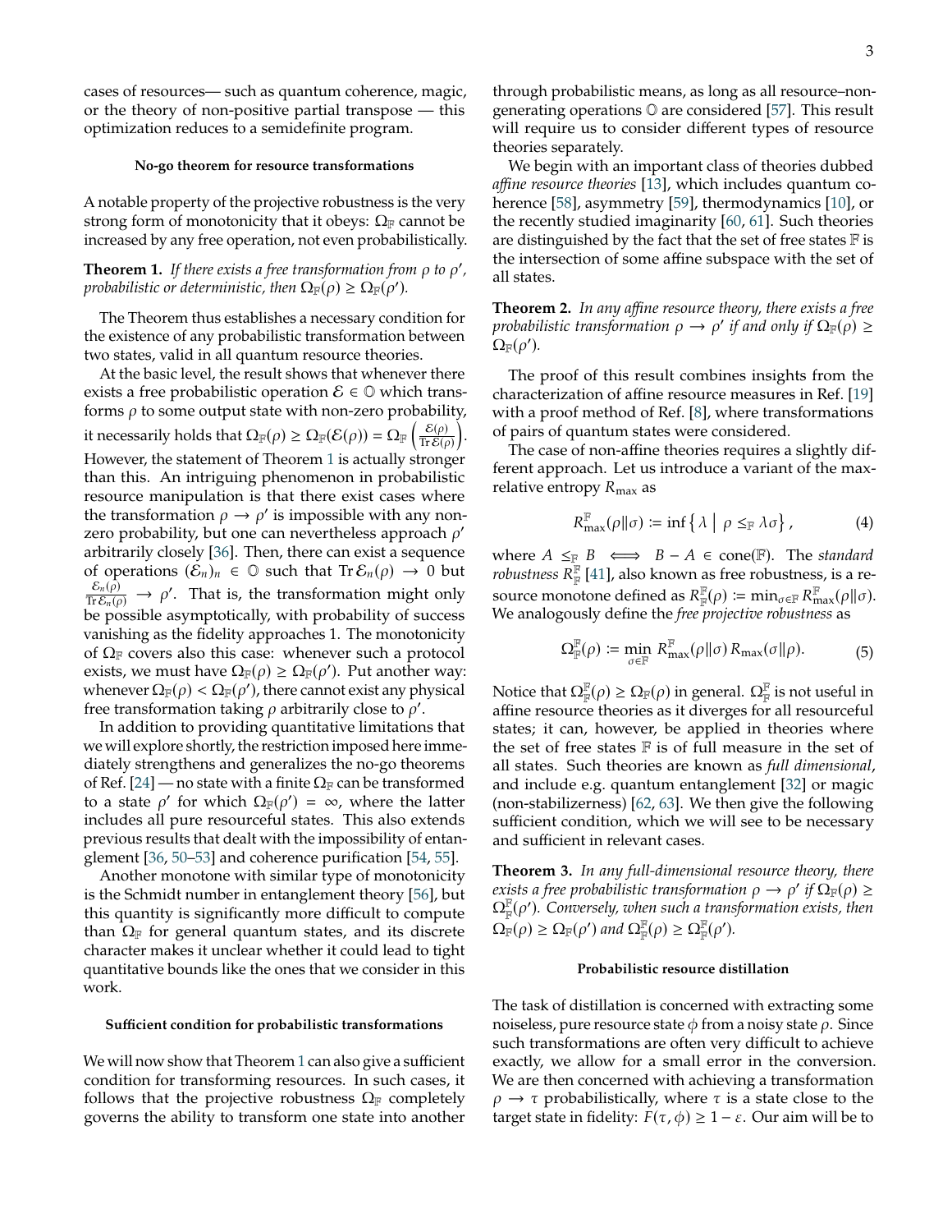cases of resources— such as quantum coherence, magic, or the theory of non-positive partial transpose — this optimization reduces to a semidefinite program.

### No-go theorem for resource transformations

A notable property of the projective robustness is the very strong form of monotonicity that it obeys: $\Omega_{\mathbb{F}}$ cannot be increased by any free operation, not even probabilistically.

**Theorem 1.** *If there exists a free transformation from $\rho$ to $\rho'$, probabilistic or deterministic, then $\Omega_{\mathbb{F}}(\rho) \geq \Omega_{\mathbb{F}}(\rho')$.*

The Theorem thus establishes a necessary condition for the existence of any probabilistic transformation between two states, valid in all quantum resource theories.

At the basic level, the result shows that whenever there exists a free probabilistic operation $\mathcal{E} \in \mathbb{O}$ which transforms $\rho$ to some output state with non-zero probability, it necessarily holds that $\Omega_{\mathbb{F}}(\rho) \geq \Omega_{\mathbb{F}}(\mathcal{E}(\rho)) = \Omega_{\mathbb{F}}\left(\frac{\mathcal{E}(\rho)}{\operatorname{Tr}\mathcal{E}(\rho)}\right)$. However, the statement of Theorem 1 is actually stronger than this. An intriguing phenomenon in probabilistic resource manipulation is that there exist cases where the transformation $\rho \to \rho'$ is impossible with any non-zero probability, but one can nevertheless approach $\rho'$ arbitrarily closely [36]. Then, there can exist a sequence of operations $(\mathcal{E}_n)_n \in \mathbb{O}$ such that $\operatorname{Tr}\mathcal{E}_n(\rho) \to 0$ but $\frac{\mathcal{E}_n(\rho)}{\operatorname{Tr}\mathcal{E}_n(\rho)} \to \rho'$. That is, the transformation might only be possible asymptotically, with probability of success vanishing as the fidelity approaches 1. The monotonicity of $\Omega_{\mathbb{F}}$ covers also this case: whenever such a protocol exists, we must have $\Omega_{\mathbb{F}}(\rho) \geq \Omega_{\mathbb{F}}(\rho')$. Put another way: whenever $\Omega_{\mathbb{F}}(\rho) < \Omega_{\mathbb{F}}(\rho')$, there cannot exist any physical free transformation taking $\rho$ arbitrarily close to $\rho'$.

In addition to providing quantitative limitations that we will explore shortly, the restriction imposed here immediately strengthens and generalizes the no-go theorems of Ref. [24] — no state with a finite $\Omega_{\mathbb{F}}$ can be transformed to a state $\rho'$ for which $\Omega_{\mathbb{F}}(\rho') = \infty$, where the latter includes all pure resourceful states. This also extends previous results that dealt with the impossibility of entanglement [36, 50–53] and coherence purification [54, 55].

Another monotone with similar type of monotonicity is the Schmidt number in entanglement theory [56], but this quantity is significantly more difficult to compute than $\Omega_{\mathbb{F}}$ for general quantum states, and its discrete character makes it unclear whether it could lead to tight quantitative bounds like the ones that we consider in this work.

### Sufficient condition for probabilistic transformations

We will now show that Theorem 1 can also give a sufficient condition for transforming resources. In such cases, it follows that the projective robustness $\Omega_{\mathbb{F}}$ completely governs the ability to transform one state into another through probabilistic means, as long as all resource–non-generating operations $\mathbb{O}$ are considered [57]. This result will require us to consider different types of resource theories separately.

We begin with an important class of theories dubbed *affine resource theories* [13], which includes quantum coherence [58], asymmetry [59], thermodynamics [10], or the recently studied imaginarity [60, 61]. Such theories are distinguished by the fact that the set of free states $\mathbb{F}$ is the intersection of some affine subspace with the set of all states.

**Theorem 2.** *In any affine resource theory, there exists a free probabilistic transformation $\rho \to \rho'$ if and only if $\Omega_{\mathbb{F}}(\rho) \geq \Omega_{\mathbb{F}}(\rho')$.*

The proof of this result combines insights from the characterization of affine resource measures in Ref. [19] with a proof method of Ref. [8], where transformations of pairs of quantum states were considered.

The case of non-affine theories requires a slightly different approach. Let us introduce a variant of the max-relative entropy $R_{\max}$ as

$$R^{\mathbb{F}}_{\max}(\rho\|\sigma) := \inf\left\{ \lambda \;\middle|\; \rho \leq_{\mathbb{F}} \lambda\sigma \right\}, \tag{4}$$

where $A \leq_{\mathbb{F}} B \iff B - A \in \operatorname{cone}(\mathbb{F})$. The *standard robustness* $R^{\mathbb{F}}_{\mathbb{F}}$ [41], also known as free robustness, is a resource monotone defined as $R^{\mathbb{F}}_{\mathbb{F}}(\rho) := \min_{\sigma\in\mathbb{F}} R^{\mathbb{F}}_{\max}(\rho\|\sigma)$. We analogously define the *free projective robustness* as

$$\Omega^{\mathbb{F}}_{\mathbb{F}}(\rho) := \min_{\sigma\in\mathbb{F}} R^{\mathbb{F}}_{\max}(\rho\|\sigma)\, R_{\max}(\sigma\|\rho). \tag{5}$$

Notice that $\Omega^{\mathbb{F}}_{\mathbb{F}}(\rho) \geq \Omega_{\mathbb{F}}(\rho)$ in general. $\Omega^{\mathbb{F}}_{\mathbb{F}}$ is not useful in affine resource theories as it diverges for all resourceful states; it can, however, be applied in theories where the set of free states $\mathbb{F}$ is of full measure in the set of all states. Such theories are known as *full dimensional*, and include e.g. quantum entanglement [32] or magic (non-stabilizerness) [62, 63]. We then give the following sufficient condition, which we will see to be necessary and sufficient in relevant cases.

**Theorem 3.** *In any full-dimensional resource theory, there exists a free probabilistic transformation $\rho \to \rho'$ if $\Omega_{\mathbb{F}}(\rho) \geq \Omega^{\mathbb{F}}_{\mathbb{F}}(\rho')$. Conversely, when such a transformation exists, then $\Omega_{\mathbb{F}}(\rho) \geq \Omega_{\mathbb{F}}(\rho')$ and $\Omega^{\mathbb{F}}_{\mathbb{F}}(\rho) \geq \Omega^{\mathbb{F}}_{\mathbb{F}}(\rho')$.*

### Probabilistic resource distillation

The task of distillation is concerned with extracting some noiseless, pure resource state $\phi$ from a noisy state $\rho$. Since such transformations are often very difficult to achieve exactly, we allow for a small error in the conversion. We are then concerned with achieving a transformation $\rho \to \tau$ probabilistically, where $\tau$ is a state close to the target state in fidelity: $F(\tau, \phi) \geq 1 - \varepsilon$. Our aim will be to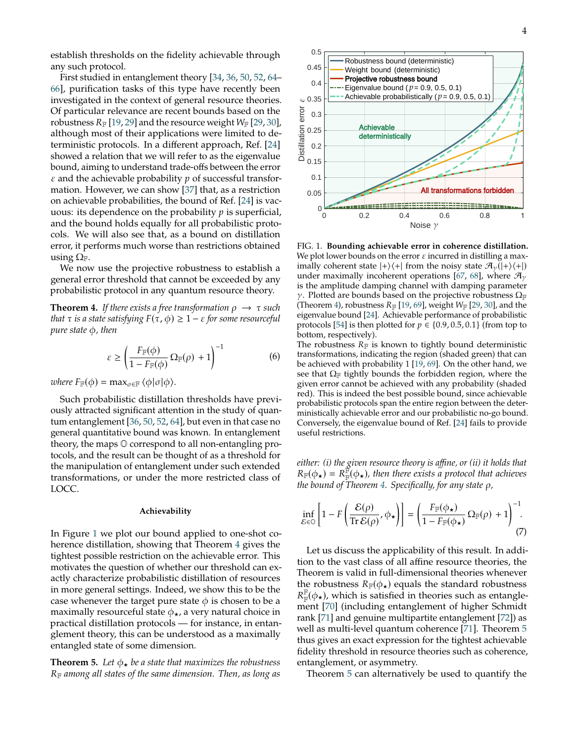establish thresholds on the fidelity achievable through any such protocol.

First studied in entanglement theory [34, 36, 50, 52, 64–66], purification tasks of this type have recently been investigated in the context of general resource theories. Of particular relevance are recent bounds based on the robustness $R_{\mathbb{F}}$ [19, 29] and the resource weight $W_{\mathbb{F}}$ [29, 30], although most of their applications were limited to deterministic protocols. In a different approach, Ref. [24] showed a relation that we will refer to as the eigenvalue bound, aiming to understand trade-offs between the error $\varepsilon$ and the achievable probability $p$ of successful transformation. However, we can show [37] that, as a restriction on achievable probabilities, the bound of Ref. [24] is vacuous: its dependence on the probability $p$ is superficial, and the bound holds equally for all probabilistic protocols. We will also see that, as a bound on distillation error, it performs much worse than restrictions obtained using $\Omega_{\mathbb{F}}$.

We now use the projective robustness to establish a general error threshold that cannot be exceeded by any probabilistic protocol in any quantum resource theory.

**Theorem 4.** *If there exists a free transformation $\rho \to \tau$ such that $\tau$ is a state satisfying $F(\tau, \phi) \geq 1 - \varepsilon$ for some resourceful pure state $\phi$, then*

$$\varepsilon \geq \left( \frac{F_{\mathbb{F}}(\phi)}{1 - F_{\mathbb{F}}(\phi)} \, \Omega_{\mathbb{F}}(\rho) \, + 1 \right)^{-1} \tag{6}$$

*where $F_{\mathbb{F}}(\phi) = \max_{\sigma \in \mathbb{F}} \langle \phi | \sigma | \phi \rangle$.*

Such probabilistic distillation thresholds have previously attracted significant attention in the study of quantum entanglement [36, 50, 52, 64], but even in that case no general quantitative bound was known. In entanglement theory, the maps $\mathbb{O}$ correspond to all non-entangling protocols, and the result can be thought of as a threshold for the manipulation of entanglement under such extended transformations, or under the more restricted class of LOCC.

### Achievability

In Figure 1 we plot our bound applied to one-shot coherence distillation, showing that Theorem 4 gives the tightest possible restriction on the achievable error. This motivates the question of whether our threshold can exactly characterize probabilistic distillation of resources in more general settings. Indeed, we show this to be the case whenever the target pure state $\phi$ is chosen to be a maximally resourceful state $\phi_\star$, a very natural choice in practical distillation protocols — for instance, in entanglement theory, this can be understood as a maximally entangled state of some dimension.

**Theorem 5.** *Let $\phi_\star$ be a state that maximizes the robustness $R_{\mathbb{F}}$ among all states of the same dimension. Then, as long as either: (i) the given resource theory is affine, or (ii) it holds that $R_{\mathbb{F}}(\phi_\star) = R_{\mathbb{F}}^{\mathbb{F}}(\phi_\star)$, then there exists a protocol that achieves the bound of Theorem 4. Specifically, for any state $\rho$,*

$$\inf_{\mathcal{E} \in \mathbb{O}} \left[ 1 - F\left( \frac{\mathcal{E}(\rho)}{\operatorname{Tr} \mathcal{E}(\rho)}, \phi_\star \right) \right] = \left( \frac{F_{\mathbb{F}}(\phi_\star)}{1 - F_{\mathbb{F}}(\phi_\star)} \, \Omega_{\mathbb{F}}(\rho) \, + 1 \right)^{-1}. \tag{7}$$

FIG. 1. **Bounding achievable error in coherence distillation.** We plot lower bounds on the error $\varepsilon$ incurred in distilling a maximally coherent state $|+\rangle\langle+|$ from the noisy state $\mathcal{A}_\gamma(|+\rangle\langle+|)$ under maximally incoherent operations [67, 68], where $\mathcal{A}_\gamma$ is the amplitude damping channel with damping parameter $\gamma$. Plotted are bounds based on the projective robustness $\Omega_{\mathbb{F}}$ (Theorem 4), robustness $R_{\mathbb{F}}$ [19, 69], weight $W_{\mathbb{F}}$ [29, 30], and the eigenvalue bound [24]. Achievable performance of probabilistic protocols [54] is then plotted for $p \in \{0.9, 0.5, 0.1\}$ (from top to bottom, respectively).
The robustness $R_{\mathbb{F}}$ is known to tightly bound deterministic transformations, indicating the region (shaded green) that can be achieved with probability 1 [19, 69]. On the other hand, we see that $\Omega_{\mathbb{F}}$ tightly bounds the forbidden region, where the given error cannot be achieved with any probability (shaded red). This is indeed the best possible bound, since achievable probabilistic protocols span the entire region between the deterministically achievable error and our probabilistic no-go bound. Conversely, the eigenvalue bound of Ref. [24] fails to provide useful restrictions.

Let us discuss the applicability of this result. In addition to the vast class of all affine resource theories, the Theorem is valid in full-dimensional theories whenever the robustness $R_{\mathbb{F}}(\phi_\star)$ equals the standard robustness $R_{\mathbb{F}}^{\mathbb{F}}(\phi_\star)$, which is satisfied in theories such as entanglement [70] (including entanglement of higher Schmidt rank [71] and genuine multipartite entanglement [72]) as well as multi-level quantum coherence [71]. Theorem 5 thus gives an exact expression for the tightest achievable fidelity threshold in resource theories such as coherence, entanglement, or asymmetry.

Theorem 5 can alternatively be used to quantify the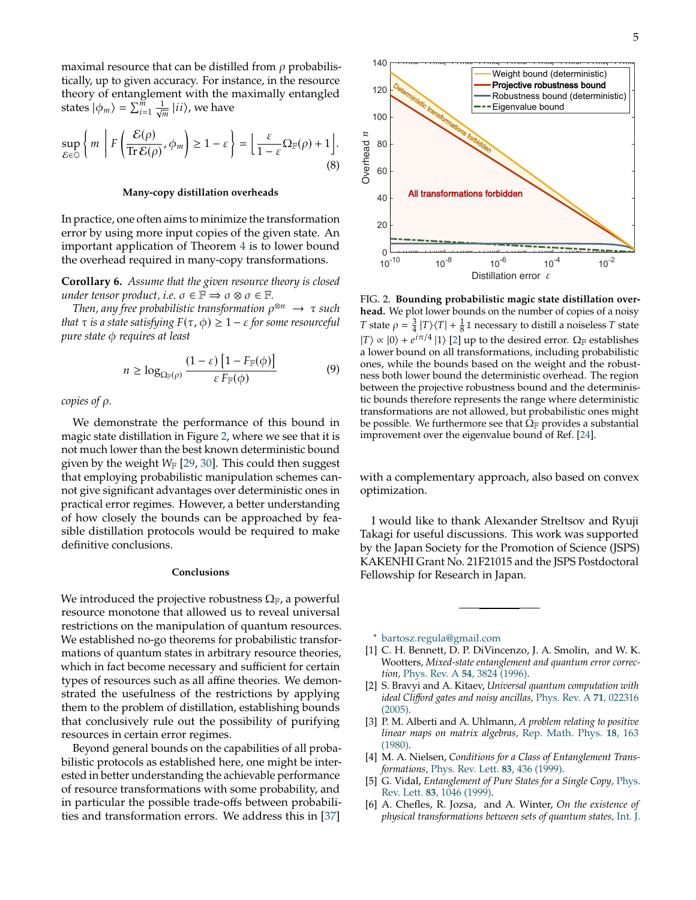maximal resource that can be distilled from $\rho$ probabilistically, up to given accuracy. For instance, in the resource theory of entanglement with the maximally entangled states $|\phi_m\rangle = \sum_{i=1}^{m} \frac{1}{\sqrt{m}} |ii\rangle$, we have

$$\sup_{\mathcal{E}\in\mathbb{O}} \left\{ m \;\middle|\; F\left(\frac{\mathcal{E}(\rho)}{\operatorname{Tr}\mathcal{E}(\rho)}, \phi_m\right) \geq 1-\varepsilon \right\} = \left\lfloor \frac{\varepsilon}{1-\varepsilon} \Omega_{\mathbb{F}}(\rho) + 1 \right\rfloor. \tag{8}$$

### Many-copy distillation overheads

In practice, one often aims to minimize the transformation error by using more input copies of the given state. An important application of Theorem 4 is to lower bound the overhead required in many-copy transformations.

**Corollary 6.** *Assume that the given resource theory is closed under tensor product, i.e.* $\sigma \in \mathbb{F} \Rightarrow \sigma \otimes \sigma \in \mathbb{F}$.

*Then, any free probabilistic transformation* $\rho^{\otimes n} \to \tau$ *such that* $\tau$ *is a state satisfying* $F(\tau, \phi) \geq 1 - \varepsilon$ *for some resourceful pure state* $\phi$ *requires at least*

$$n \geq \log_{\Omega_{\mathbb{F}}(\rho)} \frac{(1-\varepsilon)\left[1 - F_{\mathbb{F}}(\phi)\right]}{\varepsilon\, F_{\mathbb{F}}(\phi)} \tag{9}$$

*copies of* $\rho$.

We demonstrate the performance of this bound in magic state distillation in Figure 2, where we see that it is not much lower than the best known deterministic bound given by the weight $W_{\mathbb{F}}$ [29, 30]. This could then suggest that employing probabilistic manipulation schemes cannot give significant advantages over deterministic ones in practical error regimes. However, a better understanding of how closely the bounds can be approached by feasible distillation protocols would be required to make definitive conclusions.

FIG. 2. **Bounding probabilistic magic state distillation overhead.** We plot lower bounds on the number of copies of a noisy $T$ state $\rho = \frac{3}{4}|T\rangle\langle T| + \frac{1}{8}\mathbb{1}$ necessary to distill a noiseless $T$ state $|T\rangle \propto |0\rangle + e^{i\pi/4}|1\rangle$ [2] up to the desired error. $\Omega_{\mathbb{F}}$ establishes a lower bound on all transformations, including probabilistic ones, while the bounds based on the weight and the robustness both lower bound the deterministic overhead. The region between the projective robustness bound and the deterministic bounds therefore represents the range where deterministic transformations are not allowed, but probabilistic ones might be possible. We furthermore see that $\Omega_{\mathbb{F}}$ provides a substantial improvement over the eigenvalue bound of Ref. [24].

### Conclusions

We introduced the projective robustness $\Omega_{\mathbb{F}}$, a powerful resource monotone that allowed us to reveal universal restrictions on the manipulation of quantum resources. We established no-go theorems for probabilistic transformations of quantum states in arbitrary resource theories, which in fact become necessary and sufficient for certain types of resources such as all affine theories. We demonstrated the usefulness of the restrictions by applying them to the problem of distillation, establishing bounds that conclusively rule out the possibility of purifying resources in certain error regimes.

Beyond general bounds on the capabilities of all probabilistic protocols as established here, one might be interested in better understanding the achievable performance of resource transformations with some probability, and in particular the possible trade-offs between probabilities and transformation errors. We address this in [37] with a complementary approach, also based on convex optimization.

I would like to thank Alexander Streltsov and Ryuji Takagi for useful discussions. This work was supported by the Japan Society for the Promotion of Science (JSPS) KAKENHI Grant No. 21F21015 and the JSPS Postdoctoral Fellowship for Research in Japan.

---

\* bartosz.regula@gmail.com

[1] C. H. Bennett, D. P. DiVincenzo, J. A. Smolin, and W. K. Wootters, *Mixed-state entanglement and quantum error correction*, Phys. Rev. A **54**, 3824 (1996).

[2] S. Bravyi and A. Kitaev, *Universal quantum computation with ideal Clifford gates and noisy ancillas*, Phys. Rev. A **71**, 022316 (2005).

[3] P. M. Alberti and A. Uhlmann, *A problem relating to positive linear maps on matrix algebras*, Rep. Math. Phys. **18**, 163 (1980).

[4] M. A. Nielsen, *Conditions for a Class of Entanglement Transformations*, Phys. Rev. Lett. **83**, 436 (1999).

[5] G. Vidal, *Entanglement of Pure States for a Single Copy*, Phys. Rev. Lett. **83**, 1046 (1999).

[6] A. Chefles, R. Jozsa, and A. Winter, *On the existence of physical transformations between sets of quantum states*, Int. J.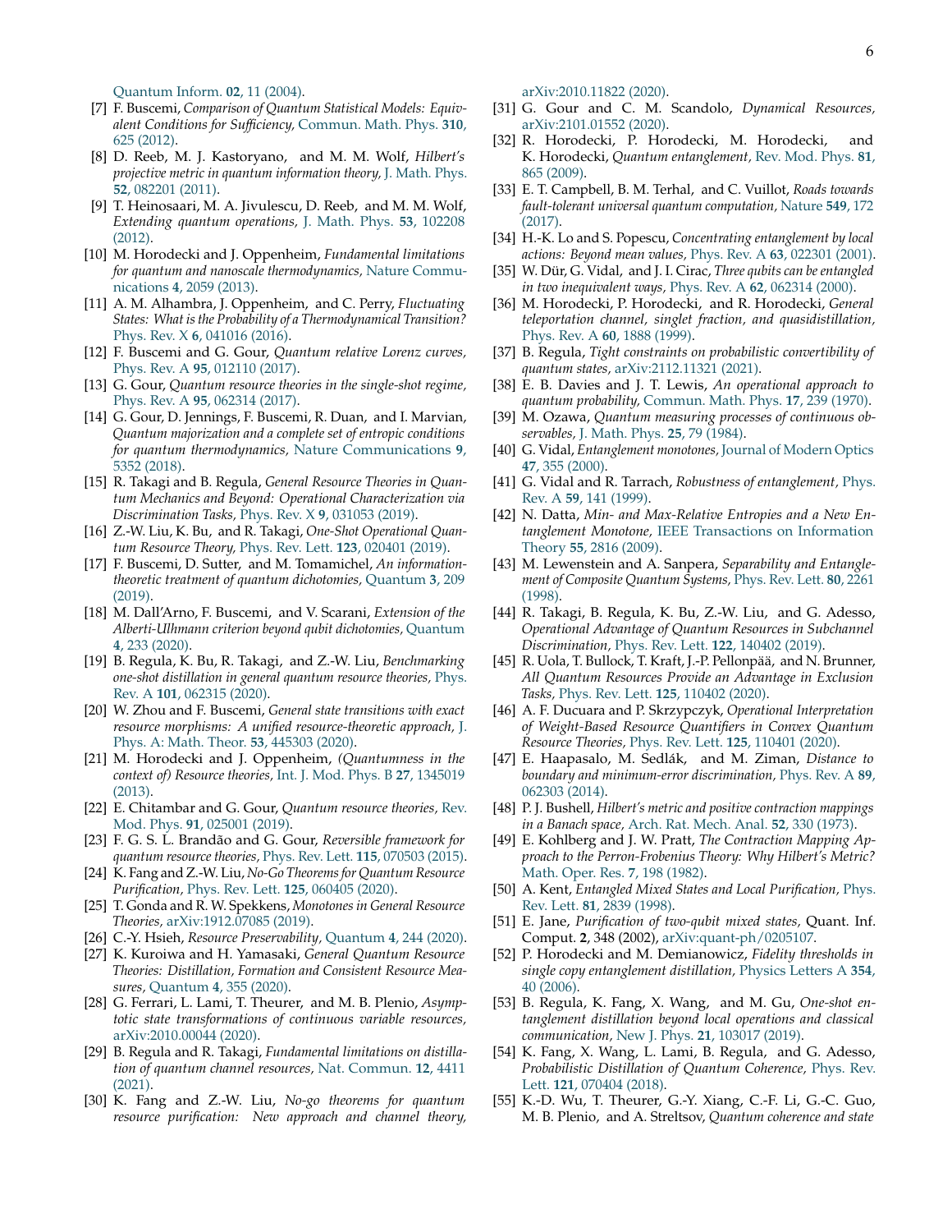Quantum Inform. **02**, 11 (2004).

[7] F. Buscemi, *Comparison of Quantum Statistical Models: Equivalent Conditions for Sufficiency*, Commun. Math. Phys. **310**, 625 (2012).

[8] D. Reeb, M. J. Kastoryano, and M. M. Wolf, *Hilbert's projective metric in quantum information theory*, J. Math. Phys. **52**, 082201 (2011).

[9] T. Heinosaari, M. A. Jivulescu, D. Reeb, and M. M. Wolf, *Extending quantum operations*, J. Math. Phys. **53**, 102208 (2012).

[10] M. Horodecki and J. Oppenheim, *Fundamental limitations for quantum and nanoscale thermodynamics*, Nature Communications **4**, 2059 (2013).

[11] A. M. Alhambra, J. Oppenheim, and C. Perry, *Fluctuating States: What is the Probability of a Thermodynamical Transition?* Phys. Rev. X **6**, 041016 (2016).

[12] F. Buscemi and G. Gour, *Quantum relative Lorenz curves*, Phys. Rev. A **95**, 012110 (2017).

[13] G. Gour, *Quantum resource theories in the single-shot regime*, Phys. Rev. A **95**, 062314 (2017).

[14] G. Gour, D. Jennings, F. Buscemi, R. Duan, and I. Marvian, *Quantum majorization and a complete set of entropic conditions for quantum thermodynamics*, Nature Communications **9**, 5352 (2018).

[15] R. Takagi and B. Regula, *General Resource Theories in Quantum Mechanics and Beyond: Operational Characterization via Discrimination Tasks*, Phys. Rev. X **9**, 031053 (2019).

[16] Z.-W. Liu, K. Bu, and R. Takagi, *One-Shot Operational Quantum Resource Theory*, Phys. Rev. Lett. **123**, 020401 (2019).

[17] F. Buscemi, D. Sutter, and M. Tomamichel, *An information-theoretic treatment of quantum dichotomies*, Quantum **3**, 209 (2019).

[18] M. Dall'Arno, F. Buscemi, and V. Scarani, *Extension of the Alberti-Ulhmann criterion beyond qubit dichotomies*, Quantum **4**, 233 (2020).

[19] B. Regula, K. Bu, R. Takagi, and Z.-W. Liu, *Benchmarking one-shot distillation in general quantum resource theories*, Phys. Rev. A **101**, 062315 (2020).

[20] W. Zhou and F. Buscemi, *General state transitions with exact resource morphisms: A unified resource-theoretic approach*, J. Phys. A: Math. Theor. **53**, 445303 (2020).

[21] M. Horodecki and J. Oppenheim, *(Quantumness in the context of) Resource theories*, Int. J. Mod. Phys. B **27**, 1345019 (2013).

[22] E. Chitambar and G. Gour, *Quantum resource theories*, Rev. Mod. Phys. **91**, 025001 (2019).

[23] F. G. S. L. Brandão and G. Gour, *Reversible framework for quantum resource theories*, Phys. Rev. Lett. **115**, 070503 (2015).

[24] K. Fang and Z.-W. Liu, *No-Go Theorems for Quantum Resource Purification*, Phys. Rev. Lett. **125**, 060405 (2020).

[25] T. Gonda and R. W. Spekkens, *Monotones in General Resource Theories*, arXiv:1912.07085 (2019).

[26] C.-Y. Hsieh, *Resource Preservability*, Quantum **4**, 244 (2020).

[27] K. Kuroiwa and H. Yamasaki, *General Quantum Resource Theories: Distillation, Formation and Consistent Resource Measures*, Quantum **4**, 355 (2020).

[28] G. Ferrari, L. Lami, T. Theurer, and M. B. Plenio, *Asymptotic state transformations of continuous variable resources*, arXiv:2010.00044 (2020).

[29] B. Regula and R. Takagi, *Fundamental limitations on distillation of quantum channel resources*, Nat. Commun. **12**, 4411 (2021).

[30] K. Fang and Z.-W. Liu, *No-go theorems for quantum resource purification: New approach and channel theory*, arXiv:2010.11822 (2020).

[31] G. Gour and C. M. Scandolo, *Dynamical Resources*, arXiv:2101.01552 (2020).

[32] R. Horodecki, P. Horodecki, M. Horodecki, and K. Horodecki, *Quantum entanglement*, Rev. Mod. Phys. **81**, 865 (2009).

[33] E. T. Campbell, B. M. Terhal, and C. Vuillot, *Roads towards fault-tolerant universal quantum computation*, Nature **549**, 172 (2017).

[34] H.-K. Lo and S. Popescu, *Concentrating entanglement by local actions: Beyond mean values*, Phys. Rev. A **63**, 022301 (2001).

[35] W. Dür, G. Vidal, and J. I. Cirac, *Three qubits can be entangled in two inequivalent ways*, Phys. Rev. A **62**, 062314 (2000).

[36] M. Horodecki, P. Horodecki, and R. Horodecki, *General teleportation channel, singlet fraction, and quasidistillation*, Phys. Rev. A **60**, 1888 (1999).

[37] B. Regula, *Tight constraints on probabilistic convertibility of quantum states*, arXiv:2112.11321 (2021).

[38] E. B. Davies and J. T. Lewis, *An operational approach to quantum probability*, Commun. Math. Phys. **17**, 239 (1970).

[39] M. Ozawa, *Quantum measuring processes of continuous observables*, J. Math. Phys. **25**, 79 (1984).

[40] G. Vidal, *Entanglement monotones*, Journal of Modern Optics **47**, 355 (2000).

[41] G. Vidal and R. Tarrach, *Robustness of entanglement*, Phys. Rev. A **59**, 141 (1999).

[42] N. Datta, *Min- and Max-Relative Entropies and a New Entanglement Monotone*, IEEE Transactions on Information Theory **55**, 2816 (2009).

[43] M. Lewenstein and A. Sanpera, *Separability and Entanglement of Composite Quantum Systems*, Phys. Rev. Lett. **80**, 2261 (1998).

[44] R. Takagi, B. Regula, K. Bu, Z.-W. Liu, and G. Adesso, *Operational Advantage of Quantum Resources in Subchannel Discrimination*, Phys. Rev. Lett. **122**, 140402 (2019).

[45] R. Uola, T. Bullock, T. Kraft, J.-P. Pellonpää, and N. Brunner, *All Quantum Resources Provide an Advantage in Exclusion Tasks*, Phys. Rev. Lett. **125**, 110402 (2020).

[46] A. F. Ducuara and P. Skrzypczyk, *Operational Interpretation of Weight-Based Resource Quantifiers in Convex Quantum Resource Theories*, Phys. Rev. Lett. **125**, 110401 (2020).

[47] E. Haapasalo, M. Sedlák, and M. Ziman, *Distance to boundary and minimum-error discrimination*, Phys. Rev. A **89**, 062303 (2014).

[48] P. J. Bushell, *Hilbert's metric and positive contraction mappings in a Banach space*, Arch. Rat. Mech. Anal. **52**, 330 (1973).

[49] E. Kohlberg and J. W. Pratt, *The Contraction Mapping Approach to the Perron-Frobenius Theory: Why Hilbert's Metric?* Math. Oper. Res. **7**, 198 (1982).

[50] A. Kent, *Entangled Mixed States and Local Purification*, Phys. Rev. Lett. **81**, 2839 (1998).

[51] E. Jane, *Purification of two-qubit mixed states*, Quant. Inf. Comput. **2**, 348 (2002), arXiv:quant-ph/0205107.

[52] P. Horodecki and M. Demianowicz, *Fidelity thresholds in single copy entanglement distillation*, Physics Letters A **354**, 40 (2006).

[53] B. Regula, K. Fang, X. Wang, and M. Gu, *One-shot entanglement distillation beyond local operations and classical communication*, New J. Phys. **21**, 103017 (2019).

[54] K. Fang, X. Wang, L. Lami, B. Regula, and G. Adesso, *Probabilistic Distillation of Quantum Coherence*, Phys. Rev. Lett. **121**, 070404 (2018).

[55] K.-D. Wu, T. Theurer, G.-Y. Xiang, C.-F. Li, G.-C. Guo, M. B. Plenio, and A. Streltsov, *Quantum coherence and state*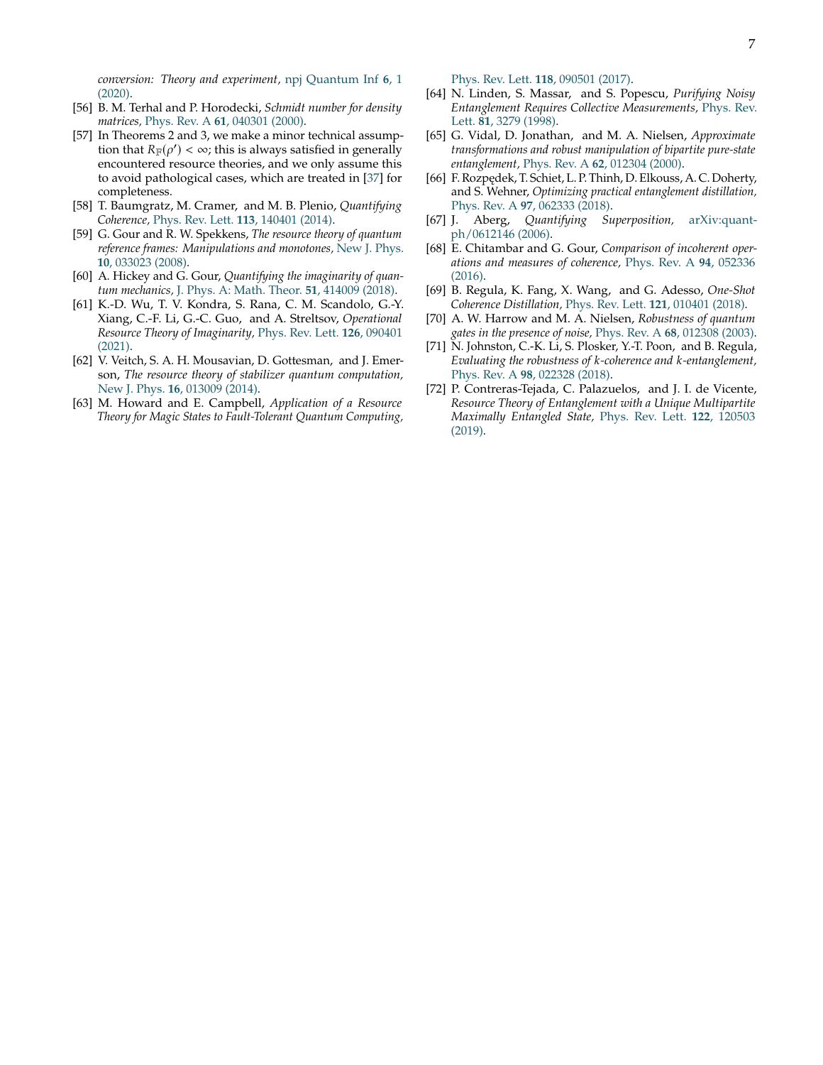*conversion: Theory and experiment*, npj Quantum Inf **6**, 1 (2020).

[56] B. M. Terhal and P. Horodecki, *Schmidt number for density matrices*, Phys. Rev. A **61**, 040301 (2000).

[57] In Theorems 2 and 3, we make a minor technical assumption that $R_{\mathbb{F}}(\rho') < \infty$; this is always satisfied in generally encountered resource theories, and we only assume this to avoid pathological cases, which are treated in [37] for completeness.

[58] T. Baumgratz, M. Cramer, and M. B. Plenio, *Quantifying Coherence*, Phys. Rev. Lett. **113**, 140401 (2014).

[59] G. Gour and R. W. Spekkens, *The resource theory of quantum reference frames: Manipulations and monotones*, New J. Phys. **10**, 033023 (2008).

[60] A. Hickey and G. Gour, *Quantifying the imaginarity of quantum mechanics*, J. Phys. A: Math. Theor. **51**, 414009 (2018).

[61] K.-D. Wu, T. V. Kondra, S. Rana, C. M. Scandolo, G.-Y. Xiang, C.-F. Li, G.-C. Guo, and A. Streltsov, *Operational Resource Theory of Imaginarity*, Phys. Rev. Lett. **126**, 090401 (2021).

[62] V. Veitch, S. A. H. Mousavian, D. Gottesman, and J. Emerson, *The resource theory of stabilizer quantum computation*, New J. Phys. **16**, 013009 (2014).

[63] M. Howard and E. Campbell, *Application of a Resource Theory for Magic States to Fault-Tolerant Quantum Computing*, Phys. Rev. Lett. **118**, 090501 (2017).

[64] N. Linden, S. Massar, and S. Popescu, *Purifying Noisy Entanglement Requires Collective Measurements*, Phys. Rev. Lett. **81**, 3279 (1998).

[65] G. Vidal, D. Jonathan, and M. A. Nielsen, *Approximate transformations and robust manipulation of bipartite pure-state entanglement*, Phys. Rev. A **62**, 012304 (2000).

[66] F. Rozpędek, T. Schiet, L. P. Thinh, D. Elkouss, A. C. Doherty, and S. Wehner, *Optimizing practical entanglement distillation*, Phys. Rev. A **97**, 062333 (2018).

[67] J. Aberg, *Quantifying Superposition*, arXiv:quant-ph/0612146 (2006).

[68] E. Chitambar and G. Gour, *Comparison of incoherent operations and measures of coherence*, Phys. Rev. A **94**, 052336 (2016).

[69] B. Regula, K. Fang, X. Wang, and G. Adesso, *One-Shot Coherence Distillation*, Phys. Rev. Lett. **121**, 010401 (2018).

[70] A. W. Harrow and M. A. Nielsen, *Robustness of quantum gates in the presence of noise*, Phys. Rev. A **68**, 012308 (2003).

[71] N. Johnston, C.-K. Li, S. Plosker, Y.-T. Poon, and B. Regula, *Evaluating the robustness of k-coherence and k-entanglement*, Phys. Rev. A **98**, 022328 (2018).

[72] P. Contreras-Tejada, C. Palazuelos, and J. I. de Vicente, *Resource Theory of Entanglement with a Unique Multipartite Maximally Entangled State*, Phys. Rev. Lett. **122**, 120503 (2019).